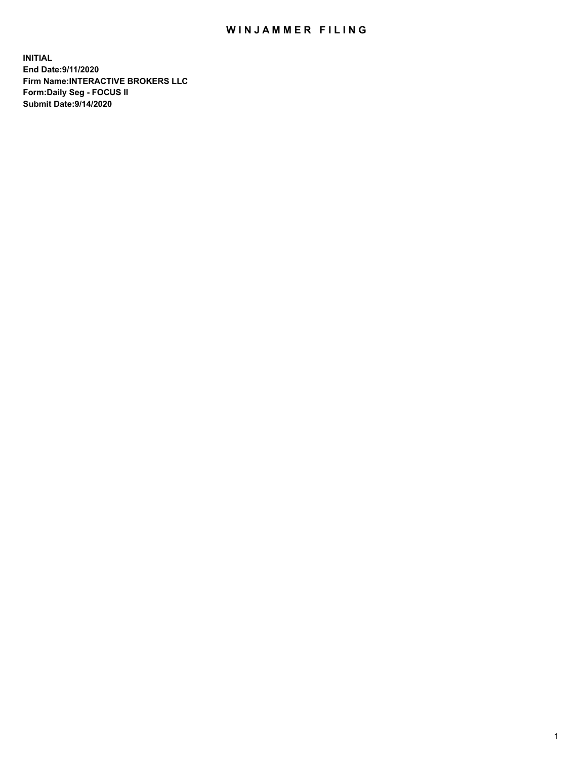# WINJAMMER FILING

**INITIAL**
**End Date:9/11/2020**
**Firm Name:INTERACTIVE BROKERS LLC**
**Form:Daily Seg - FOCUS II**
**Submit Date:9/14/2020**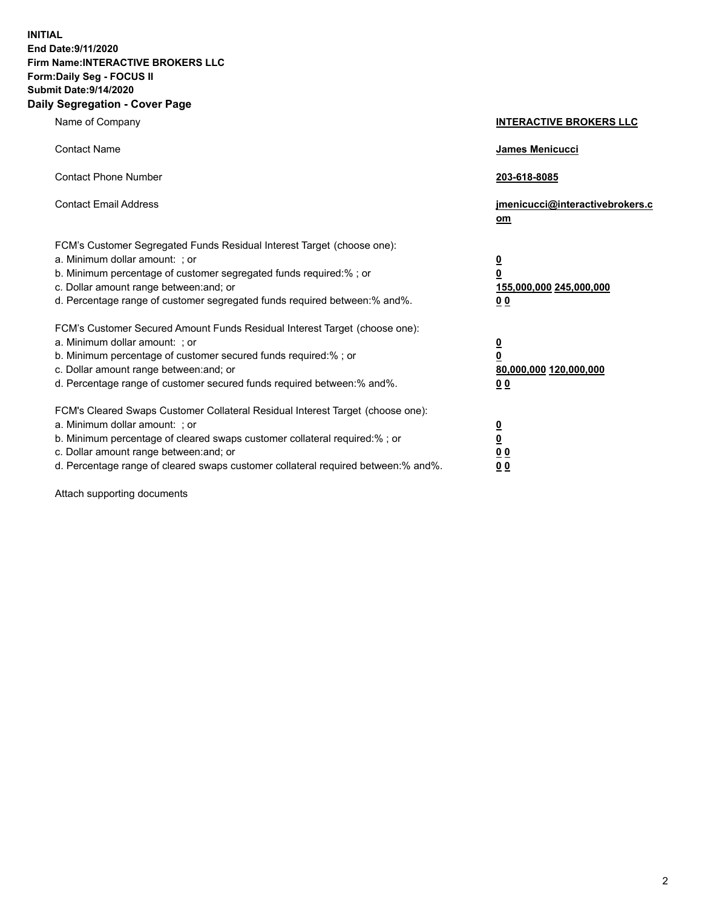**INITIAL**
**End Date:9/11/2020**
**Firm Name:INTERACTIVE BROKERS LLC**
**Form:Daily Seg - FOCUS II**
**Submit Date:9/14/2020**
**Daily Segregation - Cover Page**

| | |
|---|---|
| Name of Company | **INTERACTIVE BROKERS LLC** |
| Contact Name | **James Menicucci** |
| Contact Phone Number | **203-618-8085** |
| Contact Email Address | **jmenicucci@interactivebrokers.com** |

FCM's Customer Segregated Funds Residual Interest Target (choose one):

| | |
|---|---|
| a. Minimum dollar amount: ; or | **0** |
| b. Minimum percentage of customer segregated funds required:% ; or | **0** |
| c. Dollar amount range between:and; or | **155,000,000** **245,000,000** |
| d. Percentage range of customer segregated funds required between:% and%. | **0** **0** |

FCM's Customer Secured Amount Funds Residual Interest Target (choose one):

| | |
|---|---|
| a. Minimum dollar amount: ; or | **0** |
| b. Minimum percentage of customer secured funds required:% ; or | **0** |
| c. Dollar amount range between:and; or | **80,000,000** **120,000,000** |
| d. Percentage range of customer secured funds required between:% and%. | **0** **0** |

FCM's Cleared Swaps Customer Collateral Residual Interest Target (choose one):

| | |
|---|---|
| a. Minimum dollar amount: ; or | **0** |
| b. Minimum percentage of cleared swaps customer collateral required:% ; or | **0** |
| c. Dollar amount range between:and; or | **0** **0** |
| d. Percentage range of cleared swaps customer collateral required between:% and%. | **0** **0** |

Attach supporting documents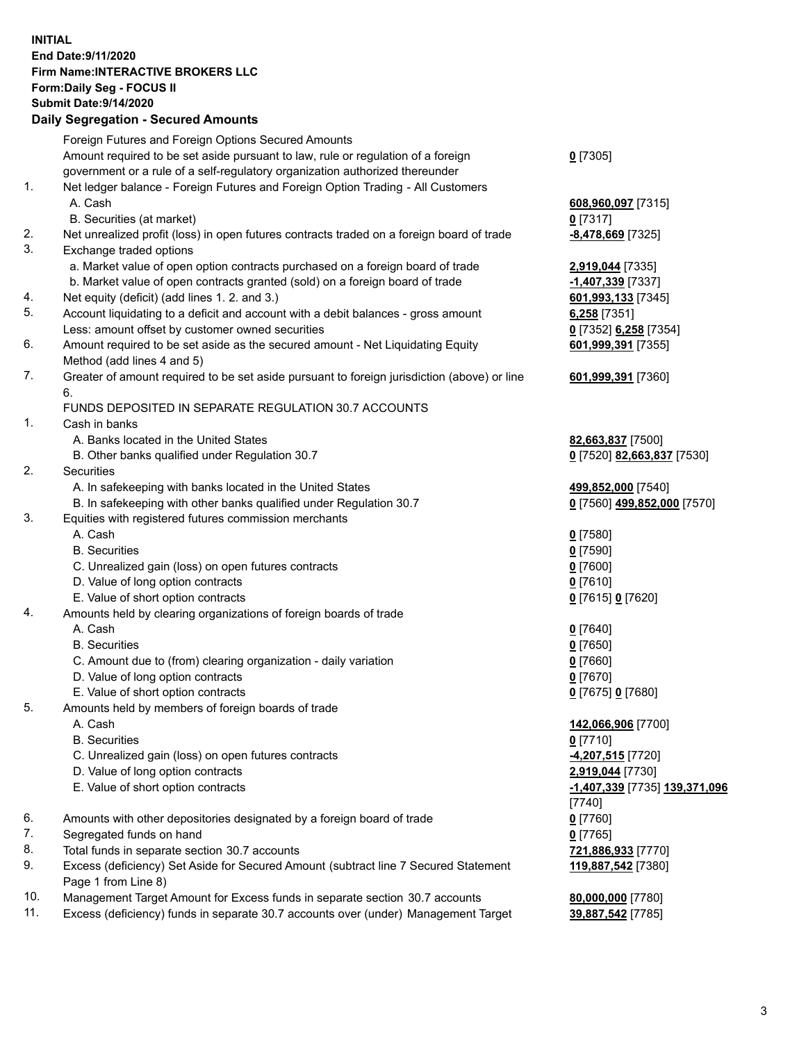**INITIAL**
**End Date:9/11/2020**
**Firm Name:INTERACTIVE BROKERS LLC**
**Form:Daily Seg - FOCUS II**
**Submit Date:9/14/2020**

## Daily Segregation - Secured Amounts

| | | |
|---|---|---|
| | Foreign Futures and Foreign Options Secured Amounts | |
| | Amount required to be set aside pursuant to law, rule or regulation of a foreign government or a rule of a self-regulatory organization authorized thereunder | **0** [7305] |
| 1. | Net ledger balance - Foreign Futures and Foreign Option Trading - All Customers | |
| | A. Cash | **608,960,097** [7315] |
| | B. Securities (at market) | **0** [7317] |
| 2. | Net unrealized profit (loss) in open futures contracts traded on a foreign board of trade | **-8,478,669** [7325] |
| 3. | Exchange traded options | |
| | a. Market value of open option contracts purchased on a foreign board of trade | **2,919,044** [7335] |
| | b. Market value of open contracts granted (sold) on a foreign board of trade | **-1,407,339** [7337] |
| 4. | Net equity (deficit) (add lines 1. 2. and 3.) | **601,993,133** [7345] |
| 5. | Account liquidating to a deficit and account with a debit balances - gross amount | **6,258** [7351] |
| | Less: amount offset by customer owned securities | **0** [7352] **6,258** [7354] |
| 6. | Amount required to be set aside as the secured amount - Net Liquidating Equity Method (add lines 4 and 5) | **601,999,391** [7355] |
| 7. | Greater of amount required to be set aside pursuant to foreign jurisdiction (above) or line 6. | **601,999,391** [7360] |
| | FUNDS DEPOSITED IN SEPARATE REGULATION 30.7 ACCOUNTS | |
| 1. | Cash in banks | |
| | A. Banks located in the United States | **82,663,837** [7500] |
| | B. Other banks qualified under Regulation 30.7 | **0** [7520] **82,663,837** [7530] |
| 2. | Securities | |
| | A. In safekeeping with banks located in the United States | **499,852,000** [7540] |
| | B. In safekeeping with other banks qualified under Regulation 30.7 | **0** [7560] **499,852,000** [7570] |
| 3. | Equities with registered futures commission merchants | |
| | A. Cash | **0** [7580] |
| | B. Securities | **0** [7590] |
| | C. Unrealized gain (loss) on open futures contracts | **0** [7600] |
| | D. Value of long option contracts | **0** [7610] |
| | E. Value of short option contracts | **0** [7615] **0** [7620] |
| 4. | Amounts held by clearing organizations of foreign boards of trade | |
| | A. Cash | **0** [7640] |
| | B. Securities | **0** [7650] |
| | C. Amount due to (from) clearing organization - daily variation | **0** [7660] |
| | D. Value of long option contracts | **0** [7670] |
| | E. Value of short option contracts | **0** [7675] **0** [7680] |
| 5. | Amounts held by members of foreign boards of trade | |
| | A. Cash | **142,066,906** [7700] |
| | B. Securities | **0** [7710] |
| | C. Unrealized gain (loss) on open futures contracts | **-4,207,515** [7720] |
| | D. Value of long option contracts | **2,919,044** [7730] |
| | E. Value of short option contracts | **-1,407,339** [7735] **139,371,096** [7740] |
| 6. | Amounts with other depositories designated by a foreign board of trade | **0** [7760] |
| 7. | Segregated funds on hand | **0** [7765] |
| 8. | Total funds in separate section 30.7 accounts | **721,886,933** [7770] |
| 9. | Excess (deficiency) Set Aside for Secured Amount (subtract line 7 Secured Statement Page 1 from Line 8) | **119,887,542** [7380] |
| 10. | Management Target Amount for Excess funds in separate section 30.7 accounts | **80,000,000** [7780] |
| 11. | Excess (deficiency) funds in separate 30.7 accounts over (under) Management Target | **39,887,542** [7785] |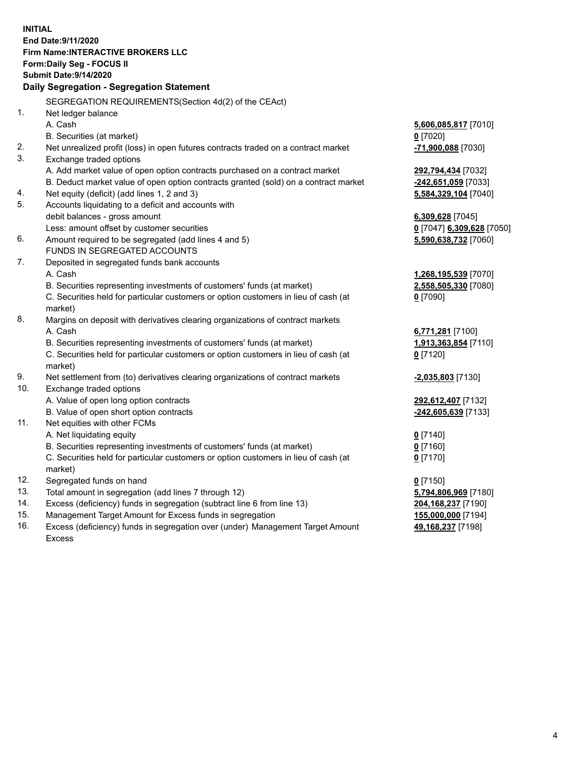**INITIAL**
**End Date:9/11/2020**
**Firm Name:INTERACTIVE BROKERS LLC**
**Form:Daily Seg - FOCUS II**
**Submit Date:9/14/2020**

**Daily Segregation - Segregation Statement**

SEGREGATION REQUIREMENTS(Section 4d(2) of the CEAct)

| | | |
|---|---|---|
| 1. | Net ledger balance | |
| | A. Cash | 5,606,085,817 [7010] |
| | B. Securities (at market) | 0 [7020] |
| 2. | Net unrealized profit (loss) in open futures contracts traded on a contract market | -71,900,088 [7030] |
| 3. | Exchange traded options | |
| | A. Add market value of open option contracts purchased on a contract market | 292,794,434 [7032] |
| | B. Deduct market value of open option contracts granted (sold) on a contract market | -242,651,059 [7033] |
| 4. | Net equity (deficit) (add lines 1, 2 and 3) | 5,584,329,104 [7040] |
| 5. | Accounts liquidating to a deficit and accounts with debit balances - gross amount | 6,309,628 [7045] |
| | Less: amount offset by customer securities | 0 [7047] 6,309,628 [7050] |
| 6. | Amount required to be segregated (add lines 4 and 5) | 5,590,638,732 [7060] |
| | FUNDS IN SEGREGATED ACCOUNTS | |
| 7. | Deposited in segregated funds bank accounts | |
| | A. Cash | 1,268,195,539 [7070] |
| | B. Securities representing investments of customers' funds (at market) | 2,558,505,330 [7080] |
| | C. Securities held for particular customers or option customers in lieu of cash (at market) | 0 [7090] |
| 8. | Margins on deposit with derivatives clearing organizations of contract markets | |
| | A. Cash | 6,771,281 [7100] |
| | B. Securities representing investments of customers' funds (at market) | 1,913,363,854 [7110] |
| | C. Securities held for particular customers or option customers in lieu of cash (at market) | 0 [7120] |
| 9. | Net settlement from (to) derivatives clearing organizations of contract markets | -2,035,803 [7130] |
| 10. | Exchange traded options | |
| | A. Value of open long option contracts | 292,612,407 [7132] |
| | B. Value of open short option contracts | -242,605,639 [7133] |
| 11. | Net equities with other FCMs | |
| | A. Net liquidating equity | 0 [7140] |
| | B. Securities representing investments of customers' funds (at market) | 0 [7160] |
| | C. Securities held for particular customers or option customers in lieu of cash (at market) | 0 [7170] |
| 12. | Segregated funds on hand | 0 [7150] |
| 13. | Total amount in segregation (add lines 7 through 12) | 5,794,806,969 [7180] |
| 14. | Excess (deficiency) funds in segregation (subtract line 6 from line 13) | 204,168,237 [7190] |
| 15. | Management Target Amount for Excess funds in segregation | 155,000,000 [7194] |
| 16. | Excess (deficiency) funds in segregation over (under) Management Target Amount Excess | 49,168,237 [7198] |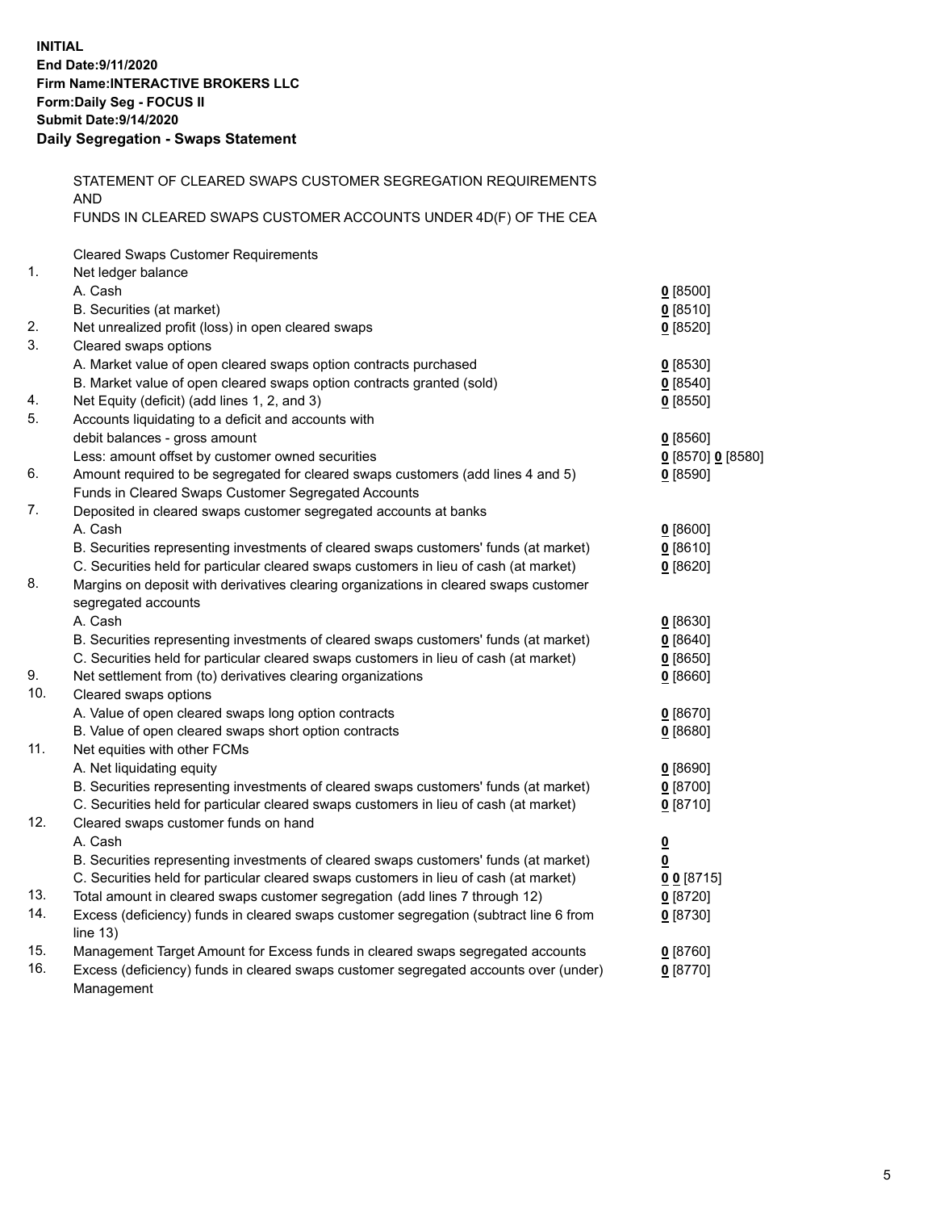**INITIAL**
**End Date:9/11/2020**
**Firm Name:INTERACTIVE BROKERS LLC**
**Form:Daily Seg - FOCUS II**
**Submit Date:9/14/2020**
**Daily Segregation - Swaps Statement**

STATEMENT OF CLEARED SWAPS CUSTOMER SEGREGATION REQUIREMENTS AND FUNDS IN CLEARED SWAPS CUSTOMER ACCOUNTS UNDER 4D(F) OF THE CEA

| | | |
|---|---|---|
| | Cleared Swaps Customer Requirements | |
| 1. | Net ledger balance | |
| | A. Cash | 0 [8500] |
| | B. Securities (at market) | 0 [8510] |
| 2. | Net unrealized profit (loss) in open cleared swaps | 0 [8520] |
| 3. | Cleared swaps options | |
| | A. Market value of open cleared swaps option contracts purchased | 0 [8530] |
| | B. Market value of open cleared swaps option contracts granted (sold) | 0 [8540] |
| 4. | Net Equity (deficit) (add lines 1, 2, and 3) | 0 [8550] |
| 5. | Accounts liquidating to a deficit and accounts with debit balances - gross amount | 0 [8560] |
| | Less: amount offset by customer owned securities | 0 [8570] 0 [8580] |
| 6. | Amount required to be segregated for cleared swaps customers (add lines 4 and 5) | 0 [8590] |
| | Funds in Cleared Swaps Customer Segregated Accounts | |
| 7. | Deposited in cleared swaps customer segregated accounts at banks | |
| | A. Cash | 0 [8600] |
| | B. Securities representing investments of cleared swaps customers' funds (at market) | 0 [8610] |
| | C. Securities held for particular cleared swaps customers in lieu of cash (at market) | 0 [8620] |
| 8. | Margins on deposit with derivatives clearing organizations in cleared swaps customer segregated accounts | |
| | A. Cash | 0 [8630] |
| | B. Securities representing investments of cleared swaps customers' funds (at market) | 0 [8640] |
| | C. Securities held for particular cleared swaps customers in lieu of cash (at market) | 0 [8650] |
| 9. | Net settlement from (to) derivatives clearing organizations | 0 [8660] |
| 10. | Cleared swaps options | |
| | A. Value of open cleared swaps long option contracts | 0 [8670] |
| | B. Value of open cleared swaps short option contracts | 0 [8680] |
| 11. | Net equities with other FCMs | |
| | A. Net liquidating equity | 0 [8690] |
| | B. Securities representing investments of cleared swaps customers' funds (at market) | 0 [8700] |
| | C. Securities held for particular cleared swaps customers in lieu of cash (at market) | 0 [8710] |
| 12. | Cleared swaps customer funds on hand | |
| | A. Cash | 0 |
| | B. Securities representing investments of cleared swaps customers' funds (at market) | 0 |
| | C. Securities held for particular cleared swaps customers in lieu of cash (at market) | 0 0 [8715] |
| 13. | Total amount in cleared swaps customer segregation (add lines 7 through 12) | 0 [8720] |
| 14. | Excess (deficiency) funds in cleared swaps customer segregation (subtract line 6 from line 13) | 0 [8730] |
| 15. | Management Target Amount for Excess funds in cleared swaps segregated accounts | 0 [8760] |
| 16. | Excess (deficiency) funds in cleared swaps customer segregated accounts over (under) Management | 0 [8770] |